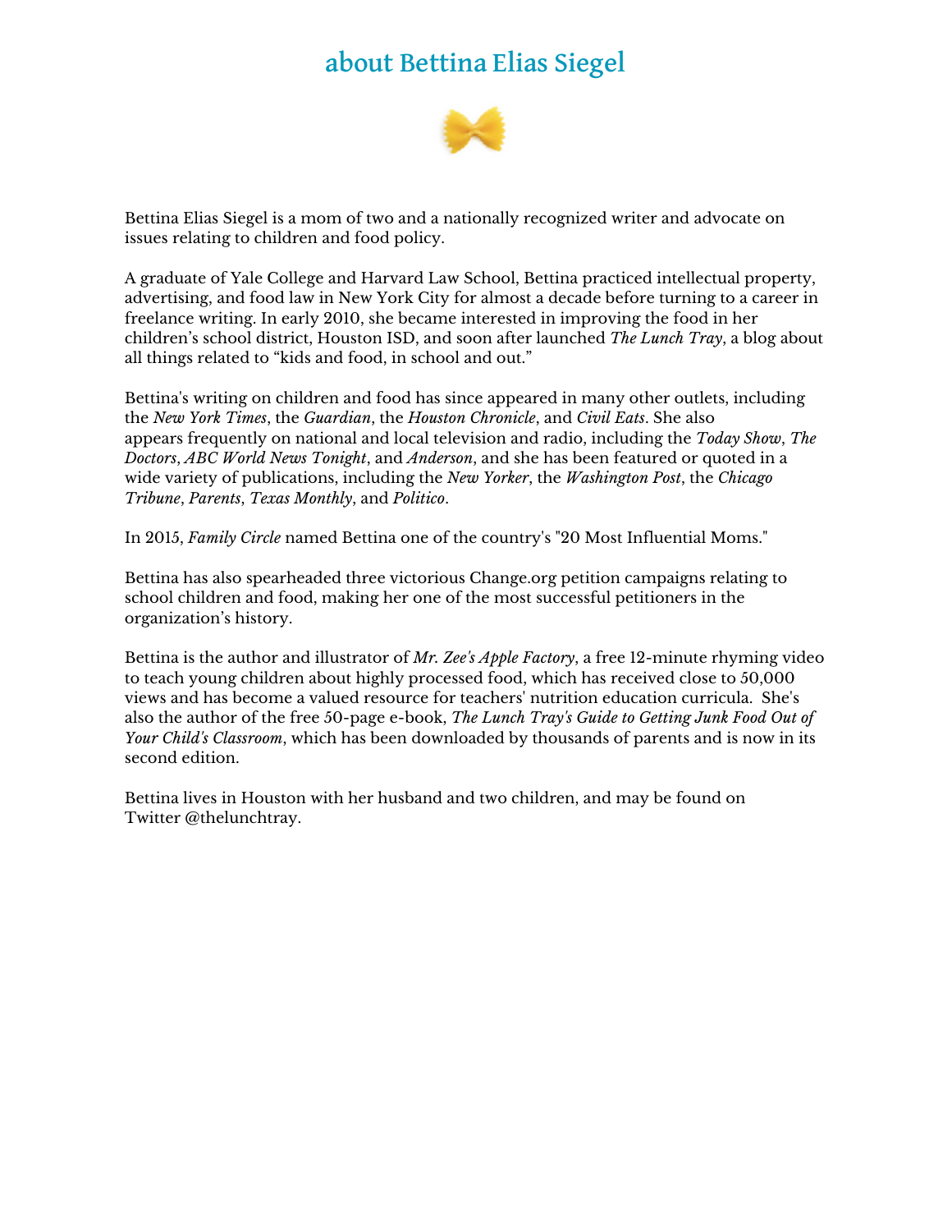# about Bettina Elias Siegel

Bettina Elias Siegel is a mom of two and a nationally recognized writer and advocate on issues relating to children and food policy.

A graduate of Yale College and Harvard Law School, Bettina practiced intellectual property, advertising, and food law in New York City for almost a decade before turning to a career in freelance writing. In early 2010, she became interested in improving the food in her children's school district, Houston ISD, and soon after launched *The Lunch Tray*, a blog about all things related to "kids and food, in school and out."

Bettina's writing on children and food has since appeared in many other outlets, including the *New York Times*, the *Guardian*, the *Houston Chronicle*, and *Civil Eats*. She also appears frequently on national and local television and radio, including the *Today Show*, *The Doctors*, *ABC World News Tonight*, and *Anderson*, and she has been featured or quoted in a wide variety of publications, including the *New Yorker*, the *Washington Post*, the *Chicago Tribune*, *Parents*, *Texas Monthly*, and *Politico*.

In 2015, *Family Circle* named Bettina one of the country's "20 Most Influential Moms."

Bettina has also spearheaded three victorious Change.org petition campaigns relating to school children and food, making her one of the most successful petitioners in the organization's history.

Bettina is the author and illustrator of *Mr. Zee's Apple Factory*, a free 12-minute rhyming video to teach young children about highly processed food, which has received close to 50,000 views and has become a valued resource for teachers' nutrition education curricula. She's also the author of the free 50-page e-book, *The Lunch Tray's Guide to Getting Junk Food Out of Your Child's Classroom*, which has been downloaded by thousands of parents and is now in its second edition.

Bettina lives in Houston with her husband and two children, and may be found on Twitter @thelunchtray.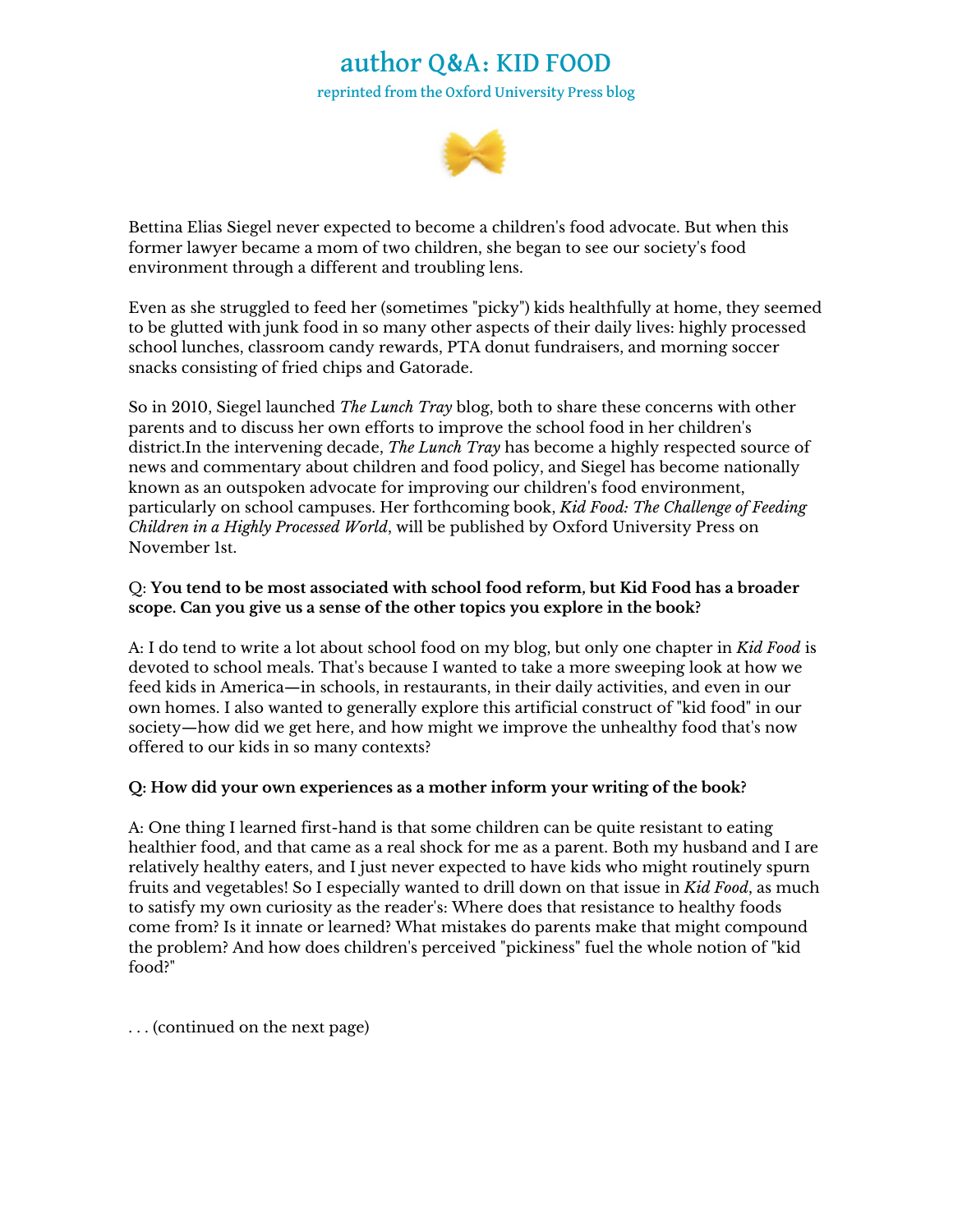# author Q&A: KID FOOD

reprinted from the Oxford University Press blog

Bettina Elias Siegel never expected to become a children's food advocate. But when this former lawyer became a mom of two children, she began to see our society's food environment through a different and troubling lens.

Even as she struggled to feed her (sometimes "picky") kids healthfully at home, they seemed to be glutted with junk food in so many other aspects of their daily lives: highly processed school lunches, classroom candy rewards, PTA donut fundraisers, and morning soccer snacks consisting of fried chips and Gatorade.

So in 2010, Siegel launched *The Lunch Tray* blog, both to share these concerns with other parents and to discuss her own efforts to improve the school food in her children's district.In the intervening decade, *The Lunch Tray* has become a highly respected source of news and commentary about children and food policy, and Siegel has become nationally known as an outspoken advocate for improving our children's food environment, particularly on school campuses. Her forthcoming book, *Kid Food: The Challenge of Feeding Children in a Highly Processed World*, will be published by Oxford University Press on November 1st.

Q: **You tend to be most associated with school food reform, but Kid Food has a broader scope. Can you give us a sense of the other topics you explore in the book?**

A: I do tend to write a lot about school food on my blog, but only one chapter in *Kid Food* is devoted to school meals. That's because I wanted to take a more sweeping look at how we feed kids in America—in schools, in restaurants, in their daily activities, and even in our own homes. I also wanted to generally explore this artificial construct of "kid food" in our society—how did we get here, and how might we improve the unhealthy food that's now offered to our kids in so many contexts?

**Q: How did your own experiences as a mother inform your writing of the book?**

A: One thing I learned first-hand is that some children can be quite resistant to eating healthier food, and that came as a real shock for me as a parent. Both my husband and I are relatively healthy eaters, and I just never expected to have kids who might routinely spurn fruits and vegetables! So I especially wanted to drill down on that issue in *Kid Food*, as much to satisfy my own curiosity as the reader's: Where does that resistance to healthy foods come from? Is it innate or learned? What mistakes do parents make that might compound the problem? And how does children's perceived "pickiness" fuel the whole notion of "kid food?"

. . . (continued on the next page)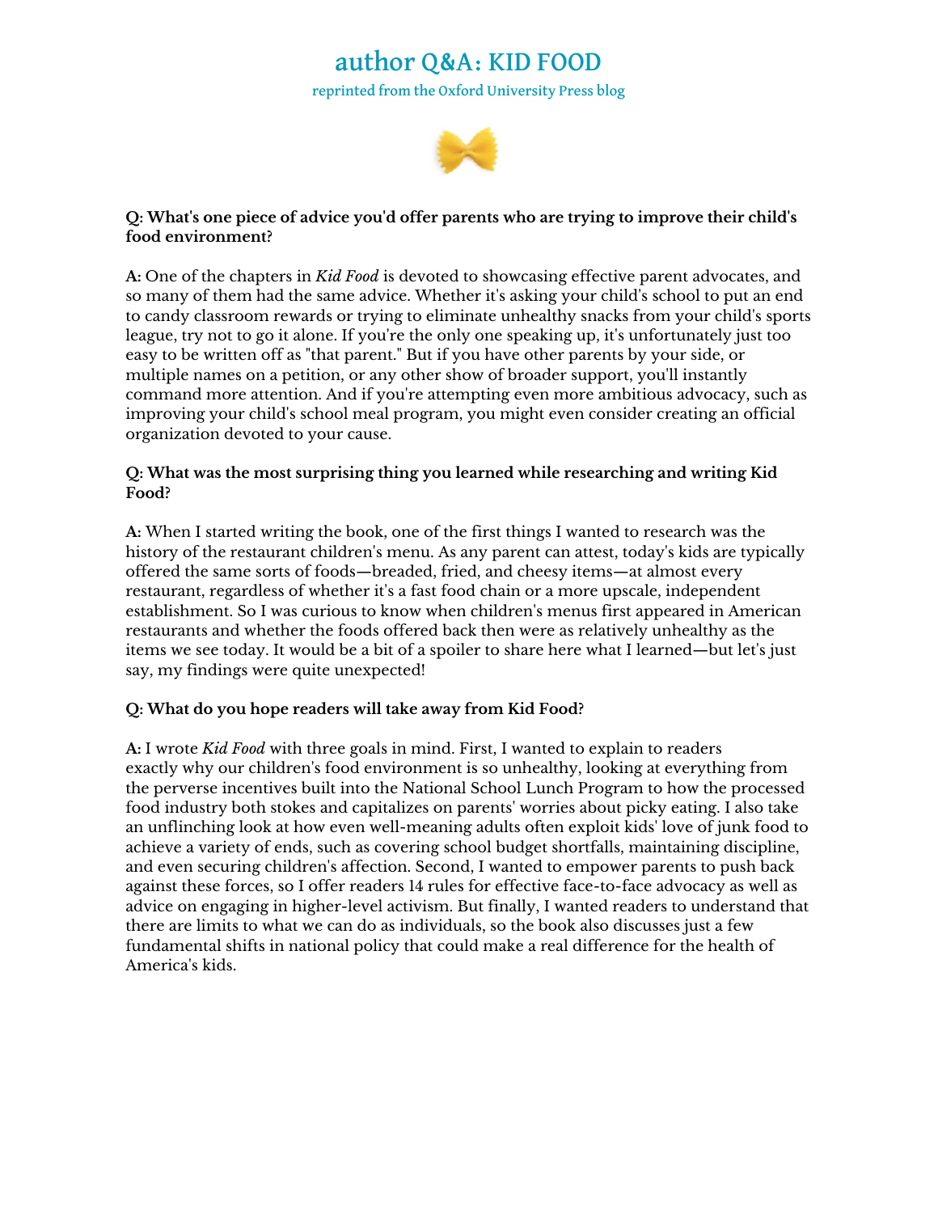# author Q&A: KID FOOD

reprinted from the Oxford University Press blog

**Q: What's one piece of advice you'd offer parents who are trying to improve their child's food environment?**

**A:** One of the chapters in *Kid Food* is devoted to showcasing effective parent advocates, and so many of them had the same advice. Whether it's asking your child's school to put an end to candy classroom rewards or trying to eliminate unhealthy snacks from your child's sports league, try not to go it alone. If you're the only one speaking up, it's unfortunately just too easy to be written off as "that parent." But if you have other parents by your side, or multiple names on a petition, or any other show of broader support, you'll instantly command more attention. And if you're attempting even more ambitious advocacy, such as improving your child's school meal program, you might even consider creating an official organization devoted to your cause.

**Q: What was the most surprising thing you learned while researching and writing Kid Food?**

**A:** When I started writing the book, one of the first things I wanted to research was the history of the restaurant children's menu. As any parent can attest, today's kids are typically offered the same sorts of foods—breaded, fried, and cheesy items—at almost every restaurant, regardless of whether it's a fast food chain or a more upscale, independent establishment. So I was curious to know when children's menus first appeared in American restaurants and whether the foods offered back then were as relatively unhealthy as the items we see today. It would be a bit of a spoiler to share here what I learned—but let's just say, my findings were quite unexpected!

**Q: What do you hope readers will take away from Kid Food?**

**A:** I wrote *Kid Food* with three goals in mind. First, I wanted to explain to readers exactly why our children's food environment is so unhealthy, looking at everything from the perverse incentives built into the National School Lunch Program to how the processed food industry both stokes and capitalizes on parents' worries about picky eating. I also take an unflinching look at how even well-meaning adults often exploit kids' love of junk food to achieve a variety of ends, such as covering school budget shortfalls, maintaining discipline, and even securing children's affection. Second, I wanted to empower parents to push back against these forces, so I offer readers 14 rules for effective face-to-face advocacy as well as advice on engaging in higher-level activism. But finally, I wanted readers to understand that there are limits to what we can do as individuals, so the book also discusses just a few fundamental shifts in national policy that could make a real difference for the health of America's kids.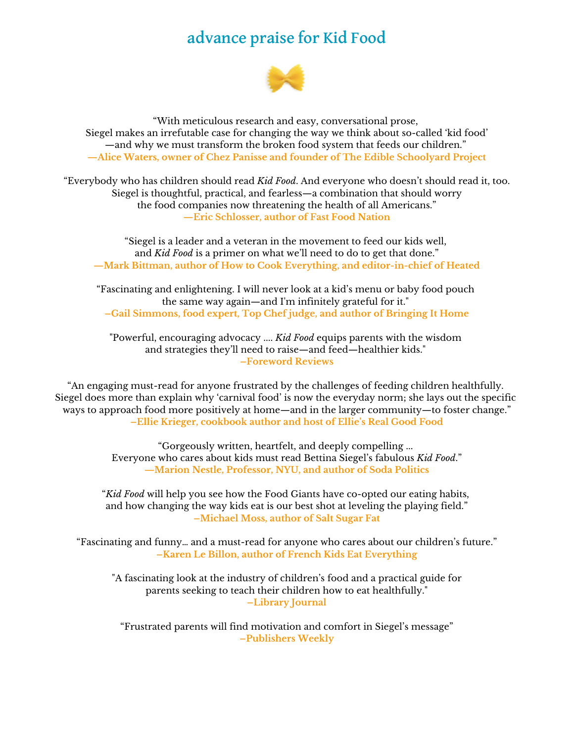# advance praise for Kid Food

"With meticulous research and easy, conversational prose, Siegel makes an irrefutable case for changing the way we think about so-called 'kid food' —and why we must transform the broken food system that feeds our children."
**—Alice Waters, owner of Chez Panisse and founder of The Edible Schoolyard Project**

"Everybody who has children should read *Kid Food*. And everyone who doesn't should read it, too. Siegel is thoughtful, practical, and fearless—a combination that should worry the food companies now threatening the health of all Americans."
**—Eric Schlosser, author of Fast Food Nation**

"Siegel is a leader and a veteran in the movement to feed our kids well, and *Kid Food* is a primer on what we'll need to do to get that done."
**—Mark Bittman, author of How to Cook Everything, and editor-in-chief of Heated**

"Fascinating and enlightening. I will never look at a kid's menu or baby food pouch the same way again—and I'm infinitely grateful for it."
**–Gail Simmons, food expert, Top Chef judge, and author of Bringing It Home**

"Powerful, encouraging advocacy .... *Kid Food* equips parents with the wisdom and strategies they'll need to raise—and feed—healthier kids."
**–Foreword Reviews**

"An engaging must-read for anyone frustrated by the challenges of feeding children healthfully. Siegel does more than explain why 'carnival food' is now the everyday norm; she lays out the specific ways to approach food more positively at home—and in the larger community—to foster change."
**–Ellie Krieger, cookbook author and host of Ellie's Real Good Food**

"Gorgeously written, heartfelt, and deeply compelling ... Everyone who cares about kids must read Bettina Siegel's fabulous *Kid Food*."
**—Marion Nestle, Professor, NYU, and author of Soda Politics**

"*Kid Food* will help you see how the Food Giants have co-opted our eating habits, and how changing the way kids eat is our best shot at leveling the playing field."
**–Michael Moss, author of Salt Sugar Fat**

"Fascinating and funny... and a must-read for anyone who cares about our children's future."
**–Karen Le Billon, author of French Kids Eat Everything**

"A fascinating look at the industry of children's food and a practical guide for parents seeking to teach their children how to eat healthfully."
**–Library Journal**

"Frustrated parents will find motivation and comfort in Siegel's message"
**–Publishers Weekly**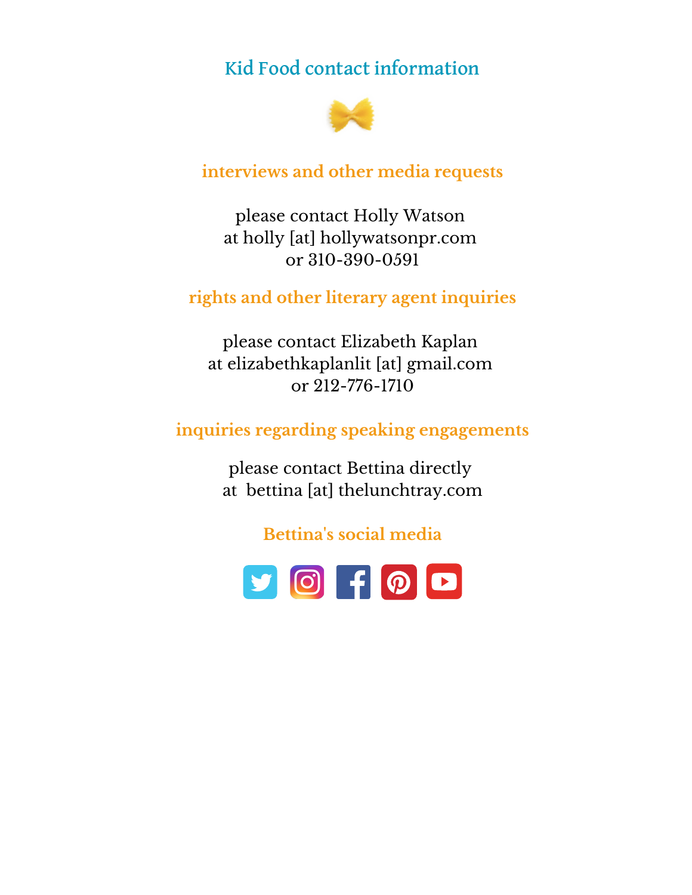# Kid Food contact information

## interviews and other media requests

please contact Holly Watson
at holly [at] hollywatsonpr.com
or 310-390-0591

## rights and other literary agent inquiries

please contact Elizabeth Kaplan
at elizabethkaplanlit [at] gmail.com
or 212-776-1710

## inquiries regarding speaking engagements

please contact Bettina directly
at bettina [at] thelunchtray.com

## Bettina's social media